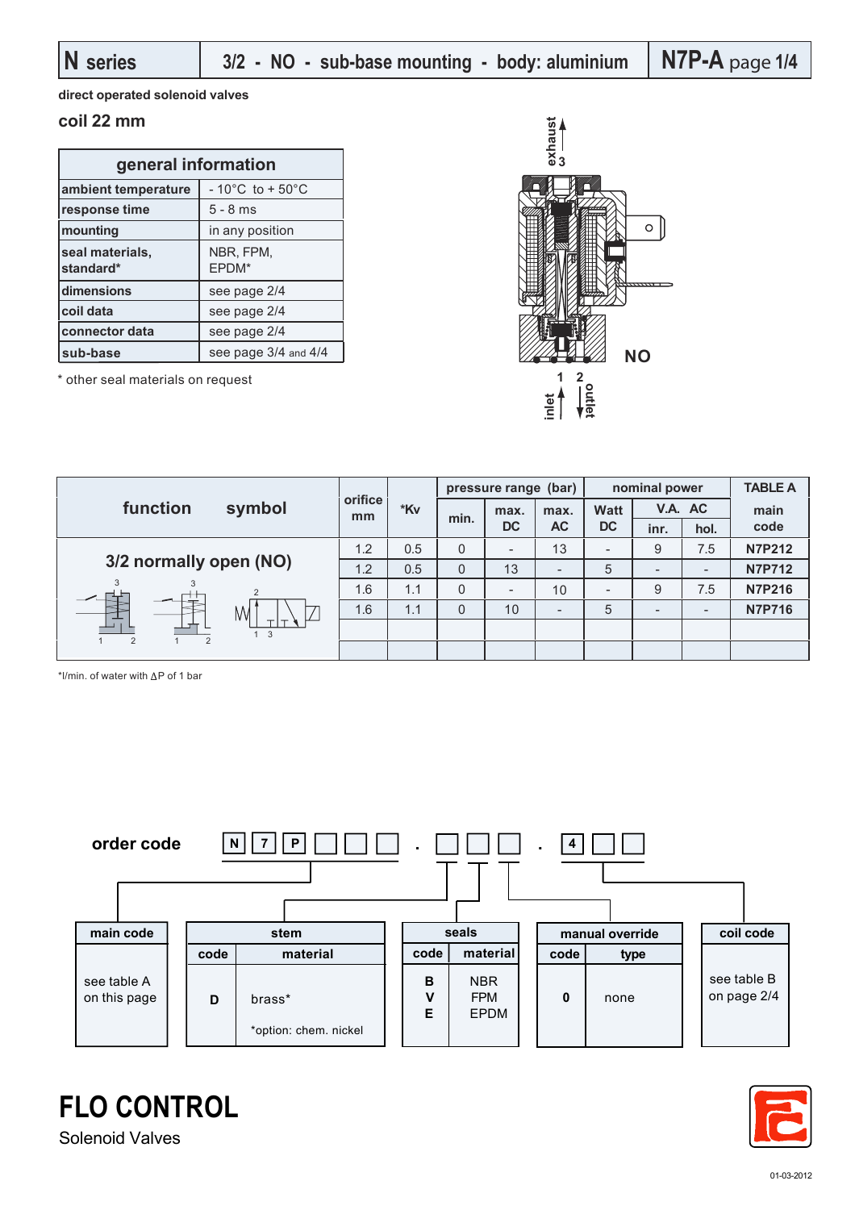# N series | 3/2 - NO - sub-base mounting - body: aluminium | N7P-A page 1/4

**direct operated solenoid valves**

## coil 22 mm

| general information | |
|---|---|
| ambient temperature | - 10°C to + 50°C |
| response time | 5 - 8 ms |
| mounting | in any position |
| seal materials, standard* | NBR, FPM, EPDM* |
| dimensions | see page 2/4 |
| coil data | see page 2/4 |
| connector data | see page 2/4 |
| sub-base | see page 3/4 and 4/4 |

\* other seal materials on request

exhaust 3

NO

1 inlet 2 outlet

| function symbol | orifice mm | *Kv | pressure range (bar) | | | nominal power | | | TABLE A |
|---|---|---|---|---|---|---|---|---|---|
| | | | min. | max. DC | max. AC | Watt DC | V.A. AC inr. | V.A. AC hol. | main code |
| 3/2 normally open (NO) | 1.2 | 0.5 | 0 | - | 13 | - | 9 | 7.5 | N7P212 |
| | 1.2 | 0.5 | 0 | 13 | - | 5 | - | - | N7P712 |
| | 1.6 | 1.1 | 0 | - | 10 | - | 9 | 7.5 | N7P216 |
| | 1.6 | 1.1 | 0 | 10 | - | 5 | - | - | N7P716 |

*l/min. of water with ΔP of 1 bar

**order code** N 7 P □ □ □ . □ □ □ . 4 □ □

| main code |
|---|
| see table A on this page |

| stem | |
|---|---|
| code | material |
| D | brass* |
| | *option: chem. nickel |

| seals | |
|---|---|
| code | material |
| B | NBR |
| V | FPM |
| E | EPDM |

| manual override | |
|---|---|
| code | type |
| 0 | none |

| coil code |
|---|
| see table B on page 2/4 |

**FLO CONTROL**
Solenoid Valves

01-03-2012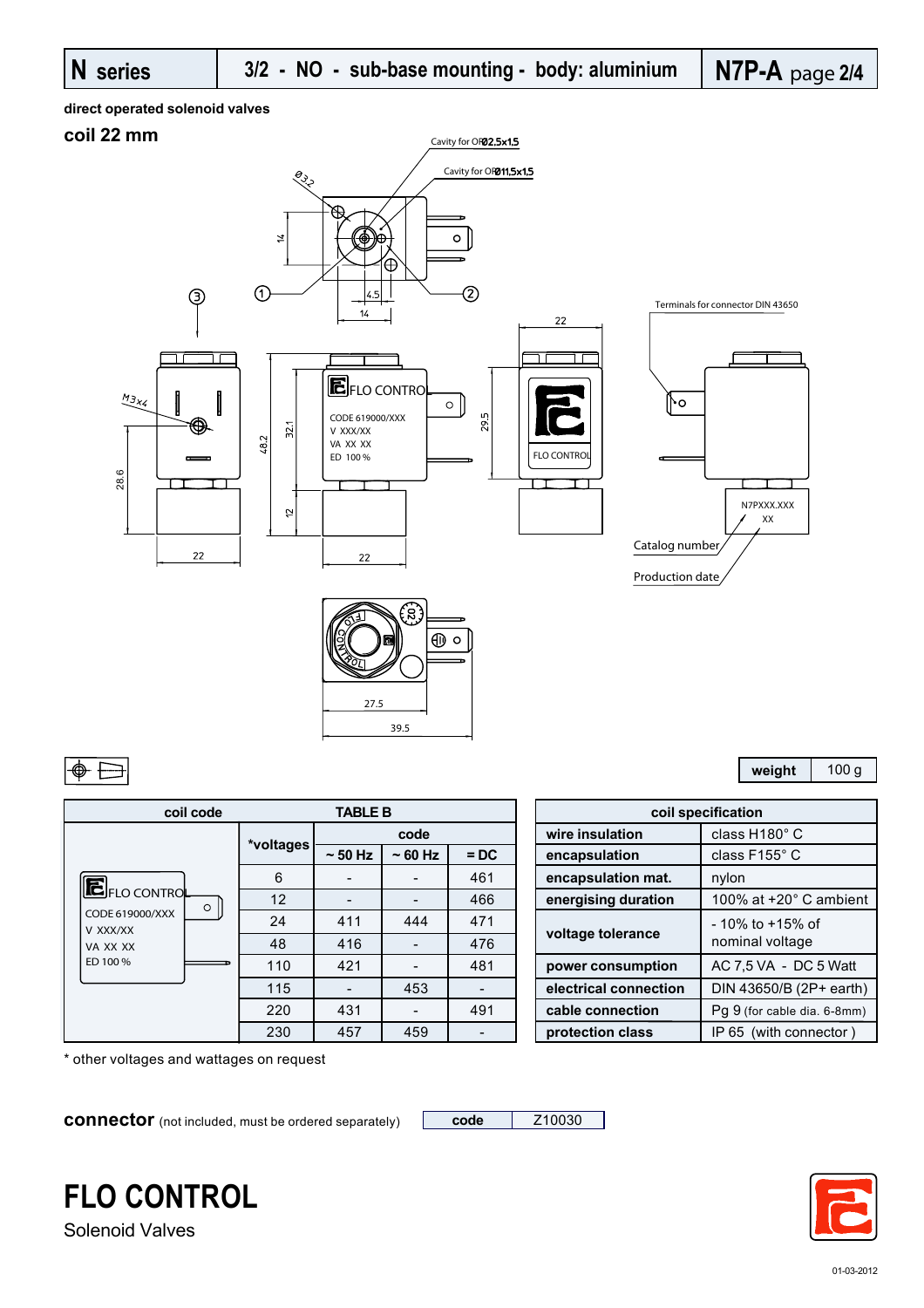| N series | 3/2 - NO - sub-base mounting - body: aluminium | N7P-A page 2/4 |
|---|---|---|

**direct operated solenoid valves**

## coil 22 mm

Cavity for OR Ø2,5x1,5

Cavity for OR Ø11,5x1,5

Terminals for connector DIN 43650

Catalog number

Production date

| weight | 100 g |
|---|---|

| coil code | *voltages | ~ 50 Hz | ~ 60 Hz | = DC |
|---|---|---|---|---|
| | 6 | - | - | 461 |
| | 12 | - | - | 466 |
| | 24 | 411 | 444 | 471 |
| | 48 | 416 | - | 476 |
| | 110 | 421 | - | 481 |
| | 115 | - | 453 | - |
| | 220 | 431 | - | 491 |
| | 230 | 457 | 459 | - |

| coil specification | |
|---|---|
| wire insulation | class H180° C |
| encapsulation | class F155° C |
| encapsulation mat. | nylon |
| energising duration | 100% at +20° C ambient |
| voltage tolerance | - 10% to +15% of nominal voltage |
| power consumption | AC 7,5 VA - DC 5 Watt |
| electrical connection | DIN 43650/B (2P+ earth) |
| cable connection | Pg 9 (for cable dia. 6-8mm) |
| protection class | IP 65 (with connector ) |

\* other voltages and wattages on request

**connector** (not included, must be ordered separately)

| code | Z10030 |
|---|---|

**FLO CONTROL**

Solenoid Valves

01-03-2012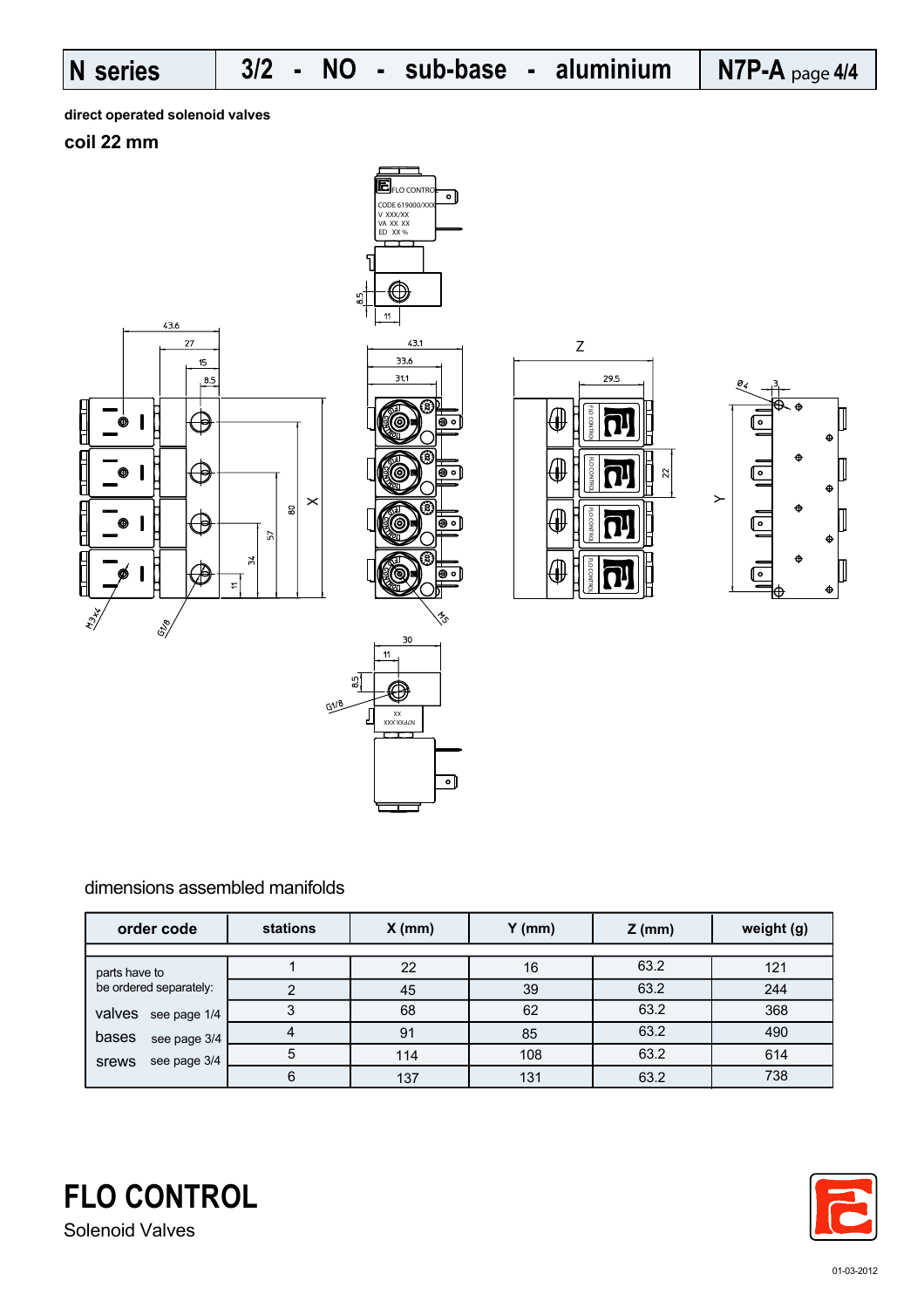# N series 3/2 - NO - sub-base - aluminium N7P-A

**direct operated solenoid valves**

## coil 22 mm

dimensions assembled manifolds

| order code | stations | X (mm) | Y (mm) | Z (mm) | weight (g) |
|---|---|---|---|---|---|
| parts have to be ordered separately: | 1 | 22 | 16 | 63.2 | 121 |
| | 2 | 45 | 39 | 63.2 | 244 |
| valves see page 1/4 | 3 | 68 | 62 | 63.2 | 368 |
| bases see page 3/4 | 4 | 91 | 85 | 63.2 | 490 |
| srews see page 3/4 | 5 | 114 | 108 | 63.2 | 614 |
| | 6 | 137 | 131 | 63.2 | 738 |

**FLO CONTROL**

Solenoid Valves

01-03-2012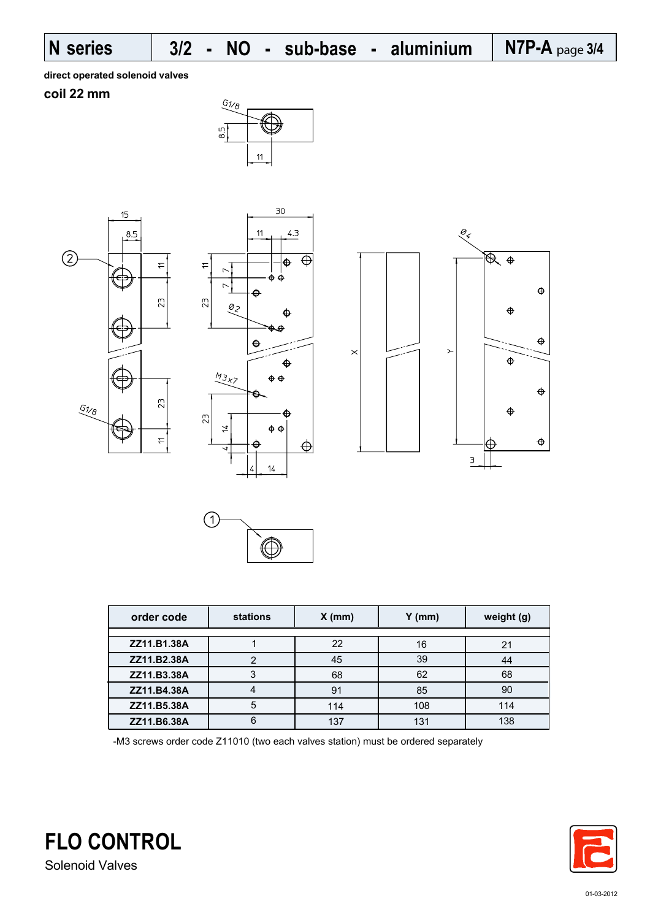# N series | 3/2 - NO - sub-base - aluminium | N7P-A page 3/4

**direct operated solenoid valves**

**coil 22 mm**

G1/8
8.5
11

15
8.5
2
11
23
23
11
G1/8

30
11
4.3
11
7
7
23
Ø2
M3x7
23
14
4
4
14

X

Y
Ø4
3

1

| order code | stations | X (mm) | Y (mm) | weight (g) |
|---|---|---|---|---|
| **ZZ11.B1.38A** | 1 | 22 | 16 | 21 |
| **ZZ11.B2.38A** | 2 | 45 | 39 | 44 |
| **ZZ11.B3.38A** | 3 | 68 | 62 | 68 |
| **ZZ11.B4.38A** | 4 | 91 | 85 | 90 |
| **ZZ11.B5.38A** | 5 | 114 | 108 | 114 |
| **ZZ11.B6.38A** | 6 | 137 | 131 | 138 |

-M3 screws order code Z11010 (two each valves station) must be ordered separately

**FLO CONTROL**

Solenoid Valves

01-03-2012